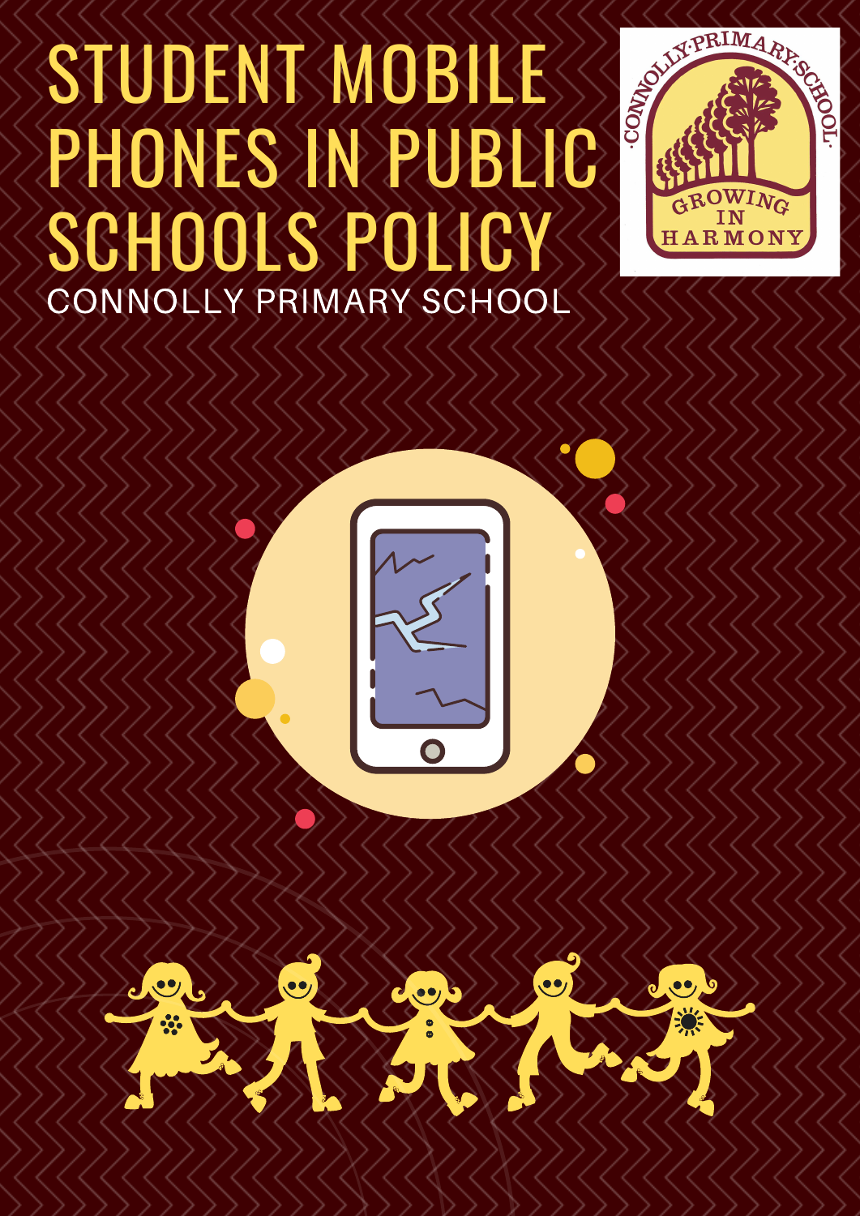# STUDENT MOBILE PHONES IN PUBLIC SCHOOLS POLICY

CONNOLLY PRIMARY SCHOOL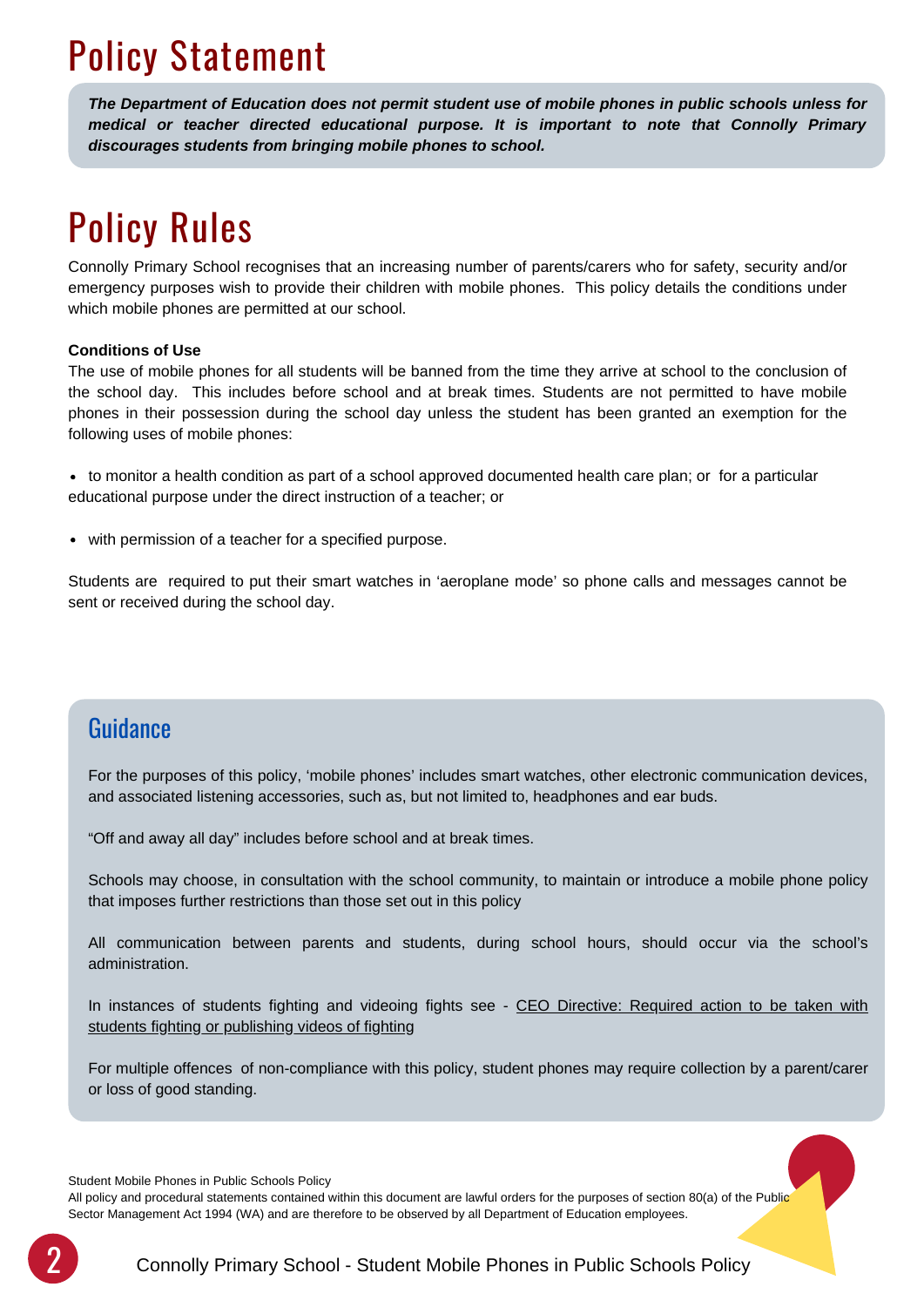# Policy Statement

***The Department of Education does not permit student use of mobile phones in public schools unless for medical or teacher directed educational purpose. It is important to note that Connolly Primary discourages students from bringing mobile phones to school.***

# Policy Rules

Connolly Primary School recognises that an increasing number of parents/carers who for safety, security and/or emergency purposes wish to provide their children with mobile phones. This policy details the conditions under which mobile phones are permitted at our school.

**Conditions of Use**

The use of mobile phones for all students will be banned from the time they arrive at school to the conclusion of the school day. This includes before school and at break times. Students are not permitted to have mobile phones in their possession during the school day unless the student has been granted an exemption for the following uses of mobile phones:

- to monitor a health condition as part of a school approved documented health care plan; or for a particular educational purpose under the direct instruction of a teacher; or
- with permission of a teacher for a specified purpose.

Students are required to put their smart watches in 'aeroplane mode' so phone calls and messages cannot be sent or received during the school day.

## Guidance

For the purposes of this policy, 'mobile phones' includes smart watches, other electronic communication devices, and associated listening accessories, such as, but not limited to, headphones and ear buds.

"Off and away all day" includes before school and at break times.

Schools may choose, in consultation with the school community, to maintain or introduce a mobile phone policy that imposes further restrictions than those set out in this policy

All communication between parents and students, during school hours, should occur via the school's administration.

In instances of students fighting and videoing fights see - CEO Directive: Required action to be taken with students fighting or publishing videos of fighting

For multiple offences of non-compliance with this policy, student phones may require collection by a parent/carer or loss of good standing.

Student Mobile Phones in Public Schools Policy
All policy and procedural statements contained within this document are lawful orders for the purposes of section 80(a) of the Public Sector Management Act 1994 (WA) and are therefore to be observed by all Department of Education employees.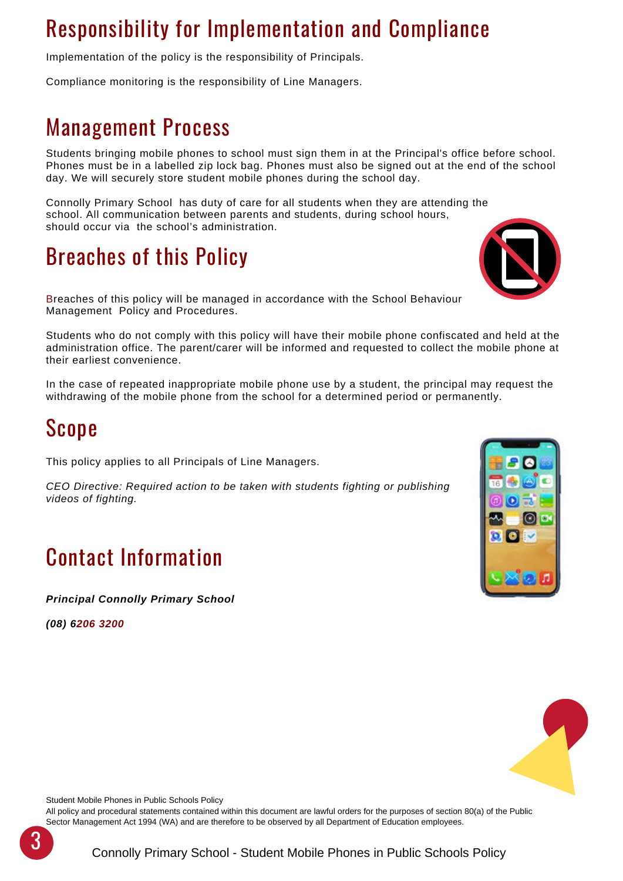## Responsibility for Implementation and Compliance

Implementation of the policy is the responsibility of Principals.

Compliance monitoring is the responsibility of Line Managers.

## Management Process

Students bringing mobile phones to school must sign them in at the Principal's office before school. Phones must be in a labelled zip lock bag. Phones must also be signed out at the end of the school day. We will securely store student mobile phones during the school day.

Connolly Primary School has duty of care for all students when they are attending the school. All communication between parents and students, during school hours, should occur via the school's administration.

## Breaches of this Policy

Breaches of this policy will be managed in accordance with the School Behaviour Management Policy and Procedures.

Students who do not comply with this policy will have their mobile phone confiscated and held at the administration office. The parent/carer will be informed and requested to collect the mobile phone at their earliest convenience.

In the case of repeated inappropriate mobile phone use by a student, the principal may request the withdrawing of the mobile phone from the school for a determined period or permanently.

## Scope

This policy applies to all Principals of Line Managers.

*CEO Directive: Required action to be taken with students fighting or publishing videos of fighting.*

## Contact Information

***Principal Connolly Primary School***

***(08) 6206 3200***

Student Mobile Phones in Public Schools Policy
All policy and procedural statements contained within this document are lawful orders for the purposes of section 80(a) of the Public Sector Management Act 1994 (WA) and are therefore to be observed by all Department of Education employees.